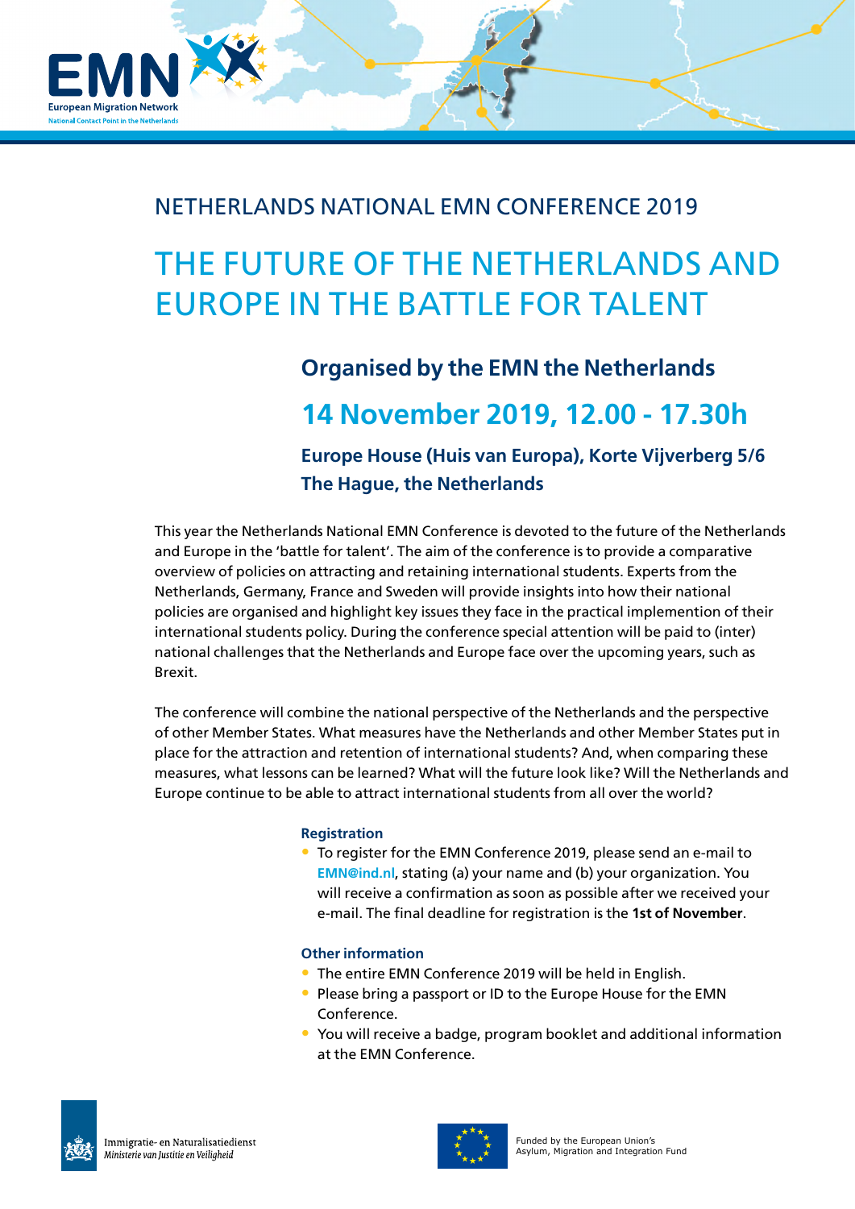EMN
European Migration Network
National Contact Point in the Netherlands

## NETHERLANDS NATIONAL EMN CONFERENCE 2019

# THE FUTURE OF THE NETHERLANDS AND EUROPE IN THE BATTLE FOR TALENT

### Organised by the EMN the Netherlands

## 14 November 2019, 12.00 - 17.30h

### Europe House (Huis van Europa), Korte Vijverberg 5/6 The Hague, the Netherlands

This year the Netherlands National EMN Conference is devoted to the future of the Netherlands and Europe in the 'battle for talent'. The aim of the conference is to provide a comparative overview of policies on attracting and retaining international students. Experts from the Netherlands, Germany, France and Sweden will provide insights into how their national policies are organised and highlight key issues they face in the practical implemention of their international students policy. During the conference special attention will be paid to (inter) national challenges that the Netherlands and Europe face over the upcoming years, such as Brexit.

The conference will combine the national perspective of the Netherlands and the perspective of other Member States. What measures have the Netherlands and other Member States put in place for the attraction and retention of international students? And, when comparing these measures, what lessons can be learned? What will the future look like? Will the Netherlands and Europe continue to be able to attract international students from all over the world?

#### Registration

- To register for the EMN Conference 2019, please send an e-mail to EMN@ind.nl, stating (a) your name and (b) your organization. You will receive a confirmation as soon as possible after we received your e-mail. The final deadline for registration is the **1st of November**.

#### Other information

- The entire EMN Conference 2019 will be held in English.
- Please bring a passport or ID to the Europe House for the EMN Conference.
- You will receive a badge, program booklet and additional information at the EMN Conference.

Immigratie- en Naturalisatiedienst
*Ministerie van Justitie en Veiligheid*

Funded by the European Union's Asylum, Migration and Integration Fund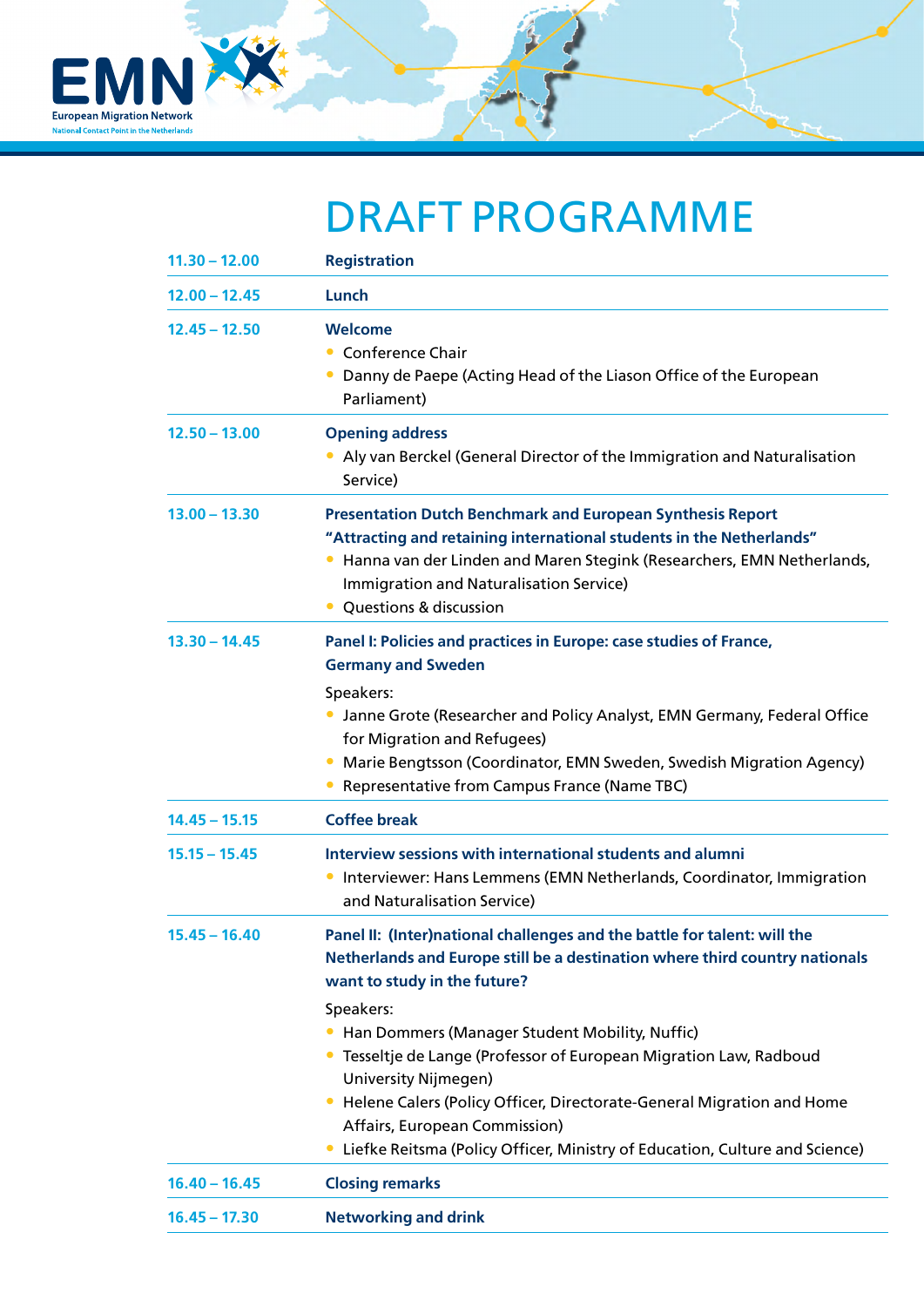European Migration Network
National Contact Point in the Netherlands

# DRAFT PROGRAMME

| | |
|---|---|
| 11.30 – 12.00 | **Registration** |
| 12.00 – 12.45 | **Lunch** |
| 12.45 – 12.50 | **Welcome**<br>• Conference Chair<br>• Danny de Paepe (Acting Head of the Liason Office of the European Parliament) |
| 12.50 – 13.00 | **Opening address**<br>• Aly van Berckel (General Director of the Immigration and Naturalisation Service) |
| 13.00 – 13.30 | **Presentation Dutch Benchmark and European Synthesis Report "Attracting and retaining international students in the Netherlands"**<br>• Hanna van der Linden and Maren Stegink (Researchers, EMN Netherlands, Immigration and Naturalisation Service)<br>• Questions & discussion |
| 13.30 – 14.45 | **Panel I: Policies and practices in Europe: case studies of France, Germany and Sweden**<br>Speakers:<br>• Janne Grote (Researcher and Policy Analyst, EMN Germany, Federal Office for Migration and Refugees)<br>• Marie Bengtsson (Coordinator, EMN Sweden, Swedish Migration Agency)<br>• Representative from Campus France (Name TBC) |
| 14.45 – 15.15 | **Coffee break** |
| 15.15 – 15.45 | **Interview sessions with international students and alumni**<br>• Interviewer: Hans Lemmens (EMN Netherlands, Coordinator, Immigration and Naturalisation Service) |
| 15.45 – 16.40 | **Panel II: (Inter)national challenges and the battle for talent: will the Netherlands and Europe still be a destination where third country nationals want to study in the future?**<br>Speakers:<br>• Han Dommers (Manager Student Mobility, Nuffic)<br>• Tesseltje de Lange (Professor of European Migration Law, Radboud University Nijmegen)<br>• Helene Calers (Policy Officer, Directorate-General Migration and Home Affairs, European Commission)<br>• Liefke Reitsma (Policy Officer, Ministry of Education, Culture and Science) |
| 16.40 – 16.45 | **Closing remarks** |
| 16.45 – 17.30 | **Networking and drink** |